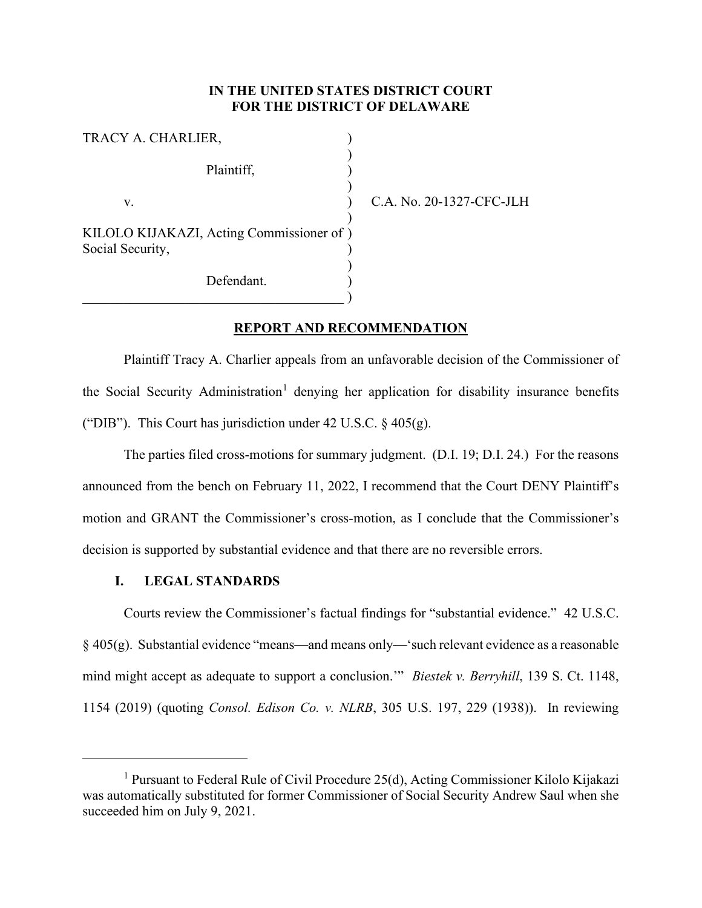**IN THE UNITED STATES DISTRICT COURT**
**FOR THE DISTRICT OF DELAWARE**

TRACY A. CHARLIER,

Plaintiff,

v.

KILOLO KIJAKAZI, Acting Commissioner of Social Security,

Defendant.

C.A. No. 20-1327-CFC-JLH

**REPORT AND RECOMMENDATION**

Plaintiff Tracy A. Charlier appeals from an unfavorable decision of the Commissioner of the Social Security Administration[1] denying her application for disability insurance benefits ("DIB"). This Court has jurisdiction under 42 U.S.C. § 405(g).

The parties filed cross-motions for summary judgment. (D.I. 19; D.I. 24.) For the reasons announced from the bench on February 11, 2022, I recommend that the Court DENY Plaintiff's motion and GRANT the Commissioner's cross-motion, as I conclude that the Commissioner's decision is supported by substantial evidence and that there are no reversible errors.

## I. LEGAL STANDARDS

Courts review the Commissioner's factual findings for "substantial evidence." 42 U.S.C. § 405(g). Substantial evidence "means—and means only—'such relevant evidence as a reasonable mind might accept as adequate to support a conclusion.'" *Biestek v. Berryhill*, 139 S. Ct. 1148, 1154 (2019) (quoting *Consol. Edison Co. v. NLRB*, 305 U.S. 197, 229 (1938)). In reviewing

---

[1] Pursuant to Federal Rule of Civil Procedure 25(d), Acting Commissioner Kilolo Kijakazi was automatically substituted for former Commissioner of Social Security Andrew Saul when she succeeded him on July 9, 2021.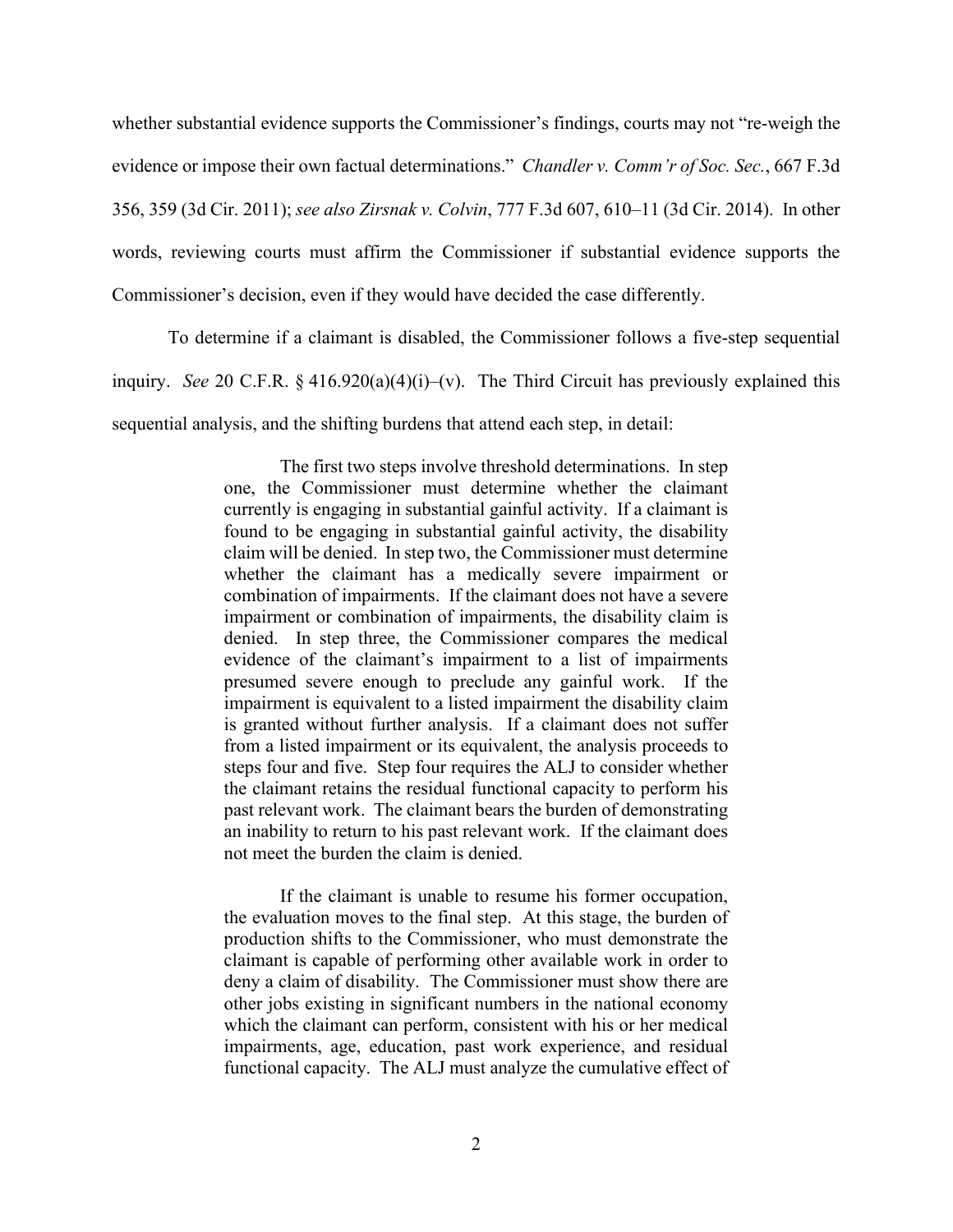whether substantial evidence supports the Commissioner's findings, courts may not "re-weigh the evidence or impose their own factual determinations." *Chandler v. Comm'r of Soc. Sec.*, 667 F.3d 356, 359 (3d Cir. 2011); *see also Zirsnak v. Colvin*, 777 F.3d 607, 610–11 (3d Cir. 2014). In other words, reviewing courts must affirm the Commissioner if substantial evidence supports the Commissioner's decision, even if they would have decided the case differently.

To determine if a claimant is disabled, the Commissioner follows a five-step sequential inquiry. *See* 20 C.F.R. § 416.920(a)(4)(i)–(v). The Third Circuit has previously explained this sequential analysis, and the shifting burdens that attend each step, in detail:

> The first two steps involve threshold determinations. In step one, the Commissioner must determine whether the claimant currently is engaging in substantial gainful activity. If a claimant is found to be engaging in substantial gainful activity, the disability claim will be denied. In step two, the Commissioner must determine whether the claimant has a medically severe impairment or combination of impairments. If the claimant does not have a severe impairment or combination of impairments, the disability claim is denied. In step three, the Commissioner compares the medical evidence of the claimant's impairment to a list of impairments presumed severe enough to preclude any gainful work. If the impairment is equivalent to a listed impairment the disability claim is granted without further analysis. If a claimant does not suffer from a listed impairment or its equivalent, the analysis proceeds to steps four and five. Step four requires the ALJ to consider whether the claimant retains the residual functional capacity to perform his past relevant work. The claimant bears the burden of demonstrating an inability to return to his past relevant work. If the claimant does not meet the burden the claim is denied.
>
> If the claimant is unable to resume his former occupation, the evaluation moves to the final step. At this stage, the burden of production shifts to the Commissioner, who must demonstrate the claimant is capable of performing other available work in order to deny a claim of disability. The Commissioner must show there are other jobs existing in significant numbers in the national economy which the claimant can perform, consistent with his or her medical impairments, age, education, past work experience, and residual functional capacity. The ALJ must analyze the cumulative effect of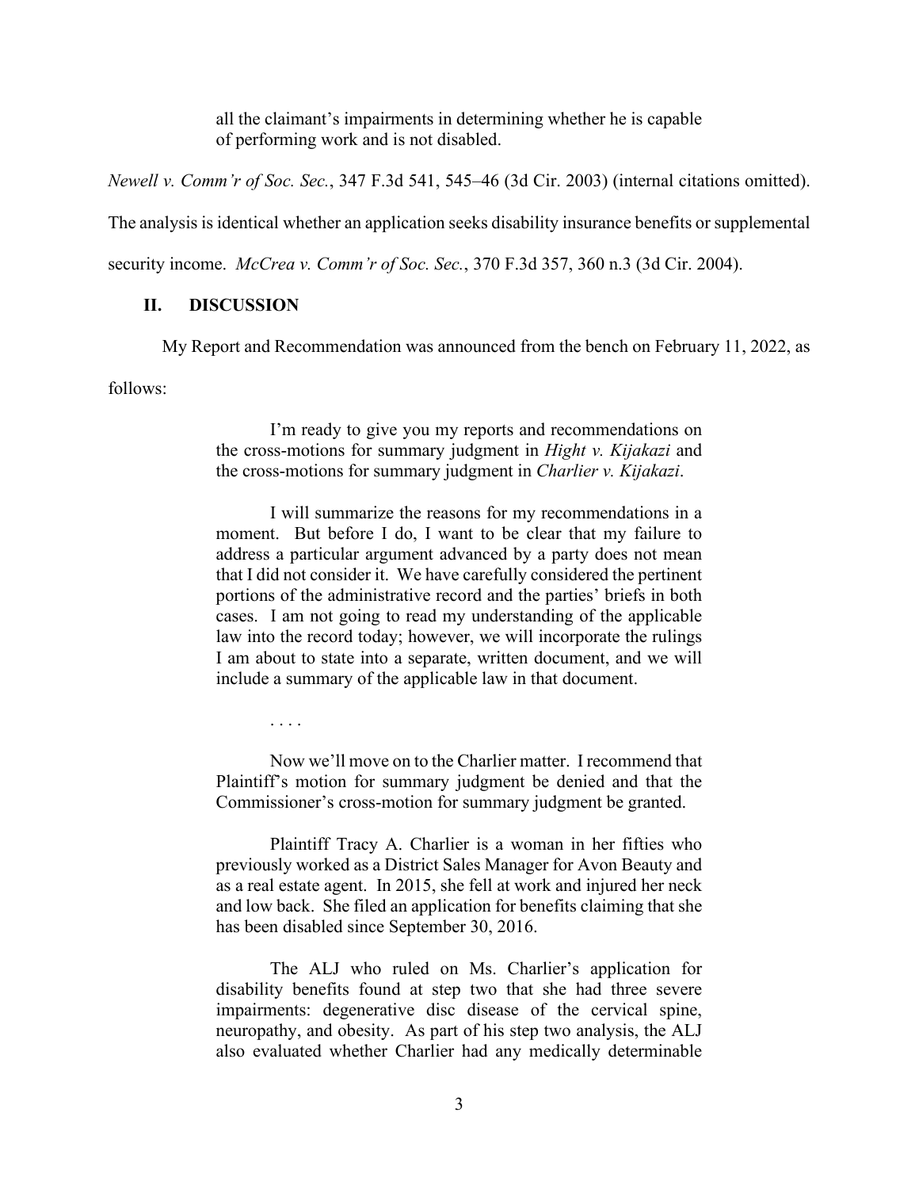> all the claimant's impairments in determining whether he is capable of performing work and is not disabled.

*Newell v. Comm'r of Soc. Sec.*, 347 F.3d 541, 545–46 (3d Cir. 2003) (internal citations omitted). The analysis is identical whether an application seeks disability insurance benefits or supplemental security income. *McCrea v. Comm'r of Soc. Sec.*, 370 F.3d 357, 360 n.3 (3d Cir. 2004).

## II. DISCUSSION

My Report and Recommendation was announced from the bench on February 11, 2022, as follows:

> I'm ready to give you my reports and recommendations on the cross-motions for summary judgment in *Hight v. Kijakazi* and the cross-motions for summary judgment in *Charlier v. Kijakazi*.
>
> I will summarize the reasons for my recommendations in a moment. But before I do, I want to be clear that my failure to address a particular argument advanced by a party does not mean that I did not consider it. We have carefully considered the pertinent portions of the administrative record and the parties' briefs in both cases. I am not going to read my understanding of the applicable law into the record today; however, we will incorporate the rulings I am about to state into a separate, written document, and we will include a summary of the applicable law in that document.
>
> . . . .
>
> Now we'll move on to the Charlier matter. I recommend that Plaintiff's motion for summary judgment be denied and that the Commissioner's cross-motion for summary judgment be granted.
>
> Plaintiff Tracy A. Charlier is a woman in her fifties who previously worked as a District Sales Manager for Avon Beauty and as a real estate agent. In 2015, she fell at work and injured her neck and low back. She filed an application for benefits claiming that she has been disabled since September 30, 2016.
>
> The ALJ who ruled on Ms. Charlier's application for disability benefits found at step two that she had three severe impairments: degenerative disc disease of the cervical spine, neuropathy, and obesity. As part of his step two analysis, the ALJ also evaluated whether Charlier had any medically determinable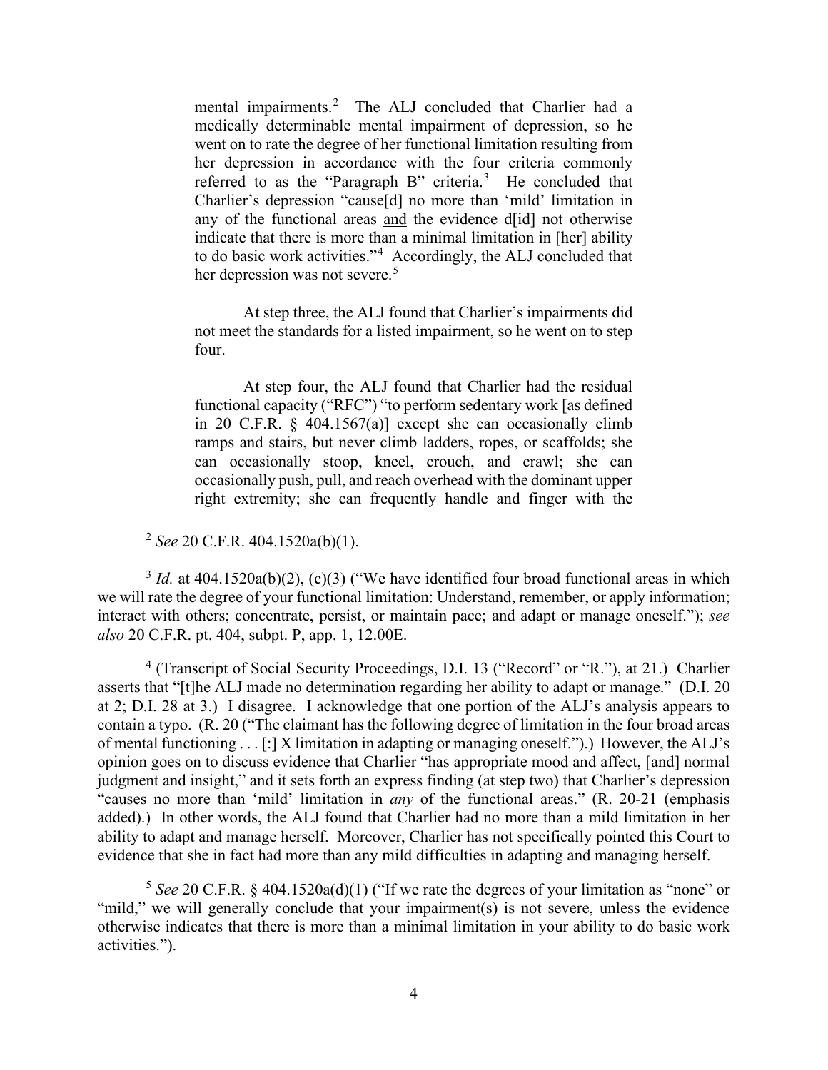mental impairments.[2] The ALJ concluded that Charlier had a medically determinable mental impairment of depression, so he went on to rate the degree of her functional limitation resulting from her depression in accordance with the four criteria commonly referred to as the "Paragraph B" criteria.[3] He concluded that Charlier's depression "cause[d] no more than 'mild' limitation in any of the functional areas <u>and</u> the evidence d[id] not otherwise indicate that there is more than a minimal limitation in [her] ability to do basic work activities."[4] Accordingly, the ALJ concluded that her depression was not severe.[5]

At step three, the ALJ found that Charlier's impairments did not meet the standards for a listed impairment, so he went on to step four.

At step four, the ALJ found that Charlier had the residual functional capacity ("RFC") "to perform sedentary work [as defined in 20 C.F.R. § 404.1567(a)] except she can occasionally climb ramps and stairs, but never climb ladders, ropes, or scaffolds; she can occasionally stoop, kneel, crouch, and crawl; she can occasionally push, pull, and reach overhead with the dominant upper right extremity; she can frequently handle and finger with the

---

[2] *See* 20 C.F.R. 404.1520a(b)(1).

[3] *Id.* at 404.1520a(b)(2), (c)(3) ("We have identified four broad functional areas in which we will rate the degree of your functional limitation: Understand, remember, or apply information; interact with others; concentrate, persist, or maintain pace; and adapt or manage oneself."); *see also* 20 C.F.R. pt. 404, subpt. P, app. 1, 12.00E.

[4] (Transcript of Social Security Proceedings, D.I. 13 ("Record" or "R."), at 21.) Charlier asserts that "[t]he ALJ made no determination regarding her ability to adapt or manage." (D.I. 20 at 2; D.I. 28 at 3.) I disagree. I acknowledge that one portion of the ALJ's analysis appears to contain a typo. (R. 20 ("The claimant has the following degree of limitation in the four broad areas of mental functioning . . . [:] X limitation in adapting or managing oneself.").) However, the ALJ's opinion goes on to discuss evidence that Charlier "has appropriate mood and affect, [and] normal judgment and insight," and it sets forth an express finding (at step two) that Charlier's depression "causes no more than 'mild' limitation in *any* of the functional areas." (R. 20-21 (emphasis added).) In other words, the ALJ found that Charlier had no more than a mild limitation in her ability to adapt and manage herself. Moreover, Charlier has not specifically pointed this Court to evidence that she in fact had more than any mild difficulties in adapting and managing herself.

[5] *See* 20 C.F.R. § 404.1520a(d)(1) ("If we rate the degrees of your limitation as "none" or "mild," we will generally conclude that your impairment(s) is not severe, unless the evidence otherwise indicates that there is more than a minimal limitation in your ability to do basic work activities.").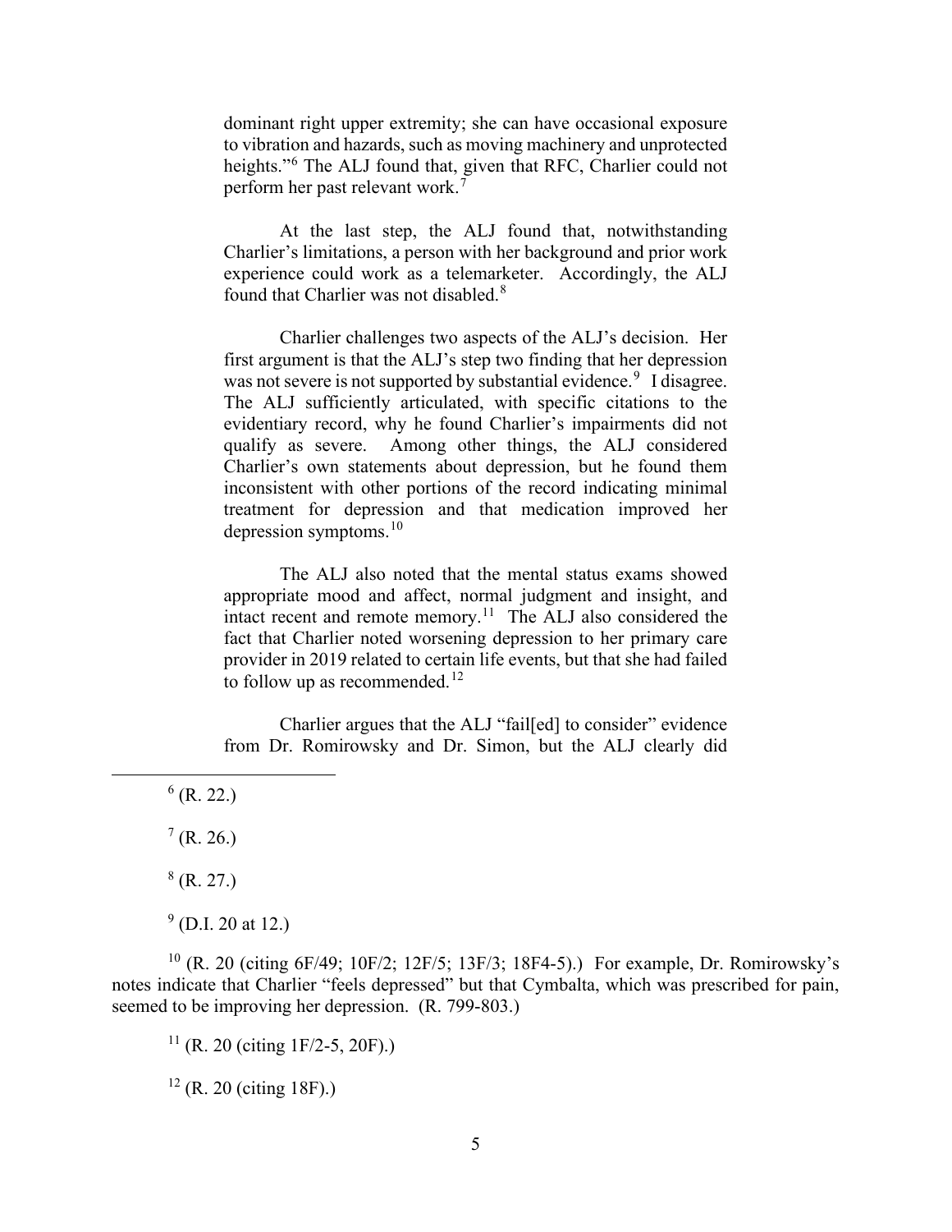dominant right upper extremity; she can have occasional exposure to vibration and hazards, such as moving machinery and unprotected heights."[6] The ALJ found that, given that RFC, Charlier could not perform her past relevant work.[7]

At the last step, the ALJ found that, notwithstanding Charlier's limitations, a person with her background and prior work experience could work as a telemarketer. Accordingly, the ALJ found that Charlier was not disabled.[8]

Charlier challenges two aspects of the ALJ's decision. Her first argument is that the ALJ's step two finding that her depression was not severe is not supported by substantial evidence.[9] I disagree. The ALJ sufficiently articulated, with specific citations to the evidentiary record, why he found Charlier's impairments did not qualify as severe. Among other things, the ALJ considered Charlier's own statements about depression, but he found them inconsistent with other portions of the record indicating minimal treatment for depression and that medication improved her depression symptoms.[10]

The ALJ also noted that the mental status exams showed appropriate mood and affect, normal judgment and insight, and intact recent and remote memory.[11] The ALJ also considered the fact that Charlier noted worsening depression to her primary care provider in 2019 related to certain life events, but that she had failed to follow up as recommended.[12]

Charlier argues that the ALJ "fail[ed] to consider" evidence from Dr. Romirowsky and Dr. Simon, but the ALJ clearly did

---

[6] (R. 22.)

[7] (R. 26.)

[8] (R. 27.)

[9] (D.I. 20 at 12.)

[10] (R. 20 (citing 6F/49; 10F/2; 12F/5; 13F/3; 18F4-5).) For example, Dr. Romirowsky's notes indicate that Charlier "feels depressed" but that Cymbalta, which was prescribed for pain, seemed to be improving her depression. (R. 799-803.)

[11] (R. 20 (citing 1F/2-5, 20F).)

[12] (R. 20 (citing 18F).)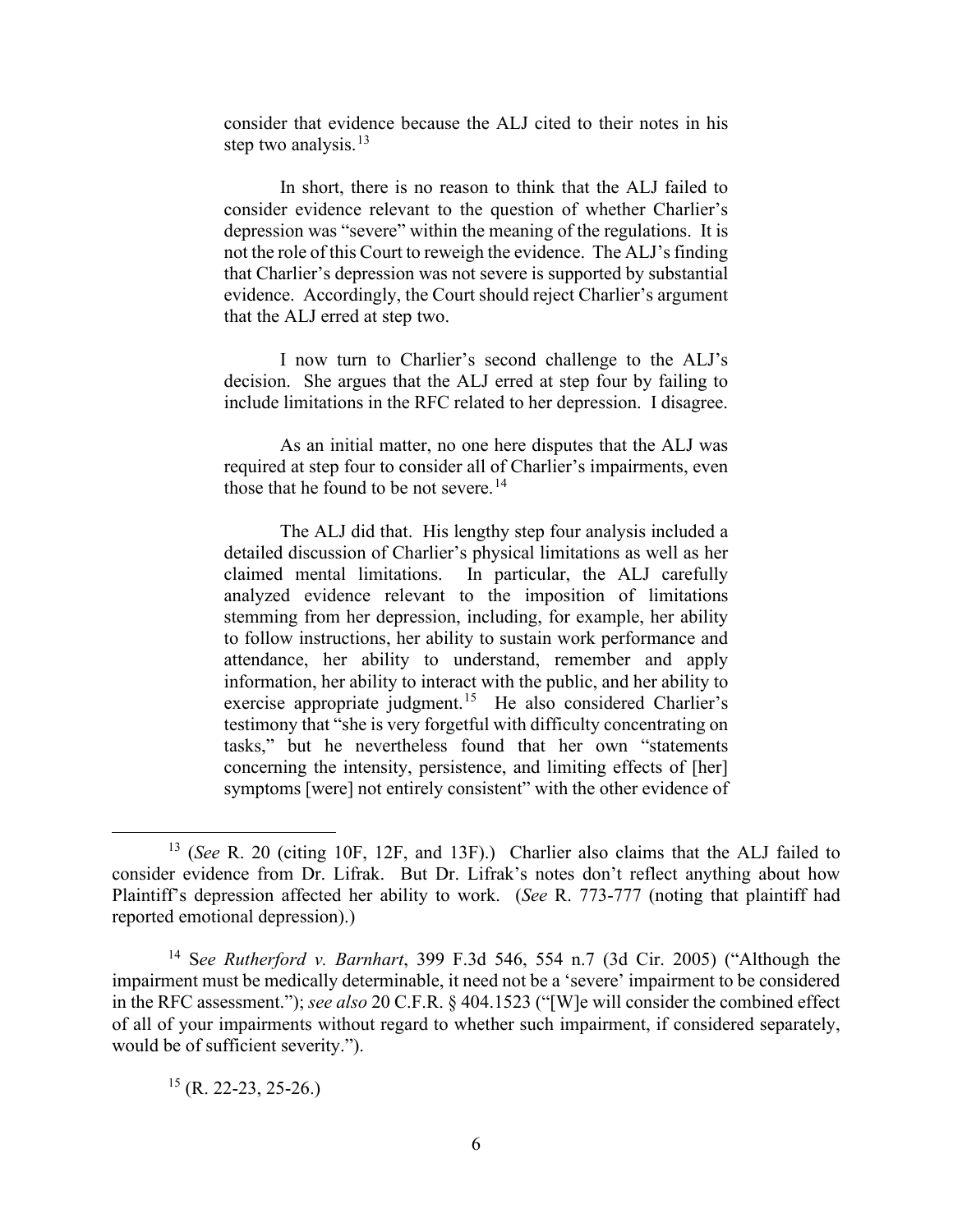consider that evidence because the ALJ cited to their notes in his step two analysis.[13]

In short, there is no reason to think that the ALJ failed to consider evidence relevant to the question of whether Charlier's depression was "severe" within the meaning of the regulations. It is not the role of this Court to reweigh the evidence. The ALJ's finding that Charlier's depression was not severe is supported by substantial evidence. Accordingly, the Court should reject Charlier's argument that the ALJ erred at step two.

I now turn to Charlier's second challenge to the ALJ's decision. She argues that the ALJ erred at step four by failing to include limitations in the RFC related to her depression. I disagree.

As an initial matter, no one here disputes that the ALJ was required at step four to consider all of Charlier's impairments, even those that he found to be not severe.[14]

The ALJ did that. His lengthy step four analysis included a detailed discussion of Charlier's physical limitations as well as her claimed mental limitations. In particular, the ALJ carefully analyzed evidence relevant to the imposition of limitations stemming from her depression, including, for example, her ability to follow instructions, her ability to sustain work performance and attendance, her ability to understand, remember and apply information, her ability to interact with the public, and her ability to exercise appropriate judgment.[15] He also considered Charlier's testimony that "she is very forgetful with difficulty concentrating on tasks," but he nevertheless found that her own "statements concerning the intensity, persistence, and limiting effects of [her] symptoms [were] not entirely consistent" with the other evidence of

---

[13] (*See* R. 20 (citing 10F, 12F, and 13F).) Charlier also claims that the ALJ failed to consider evidence from Dr. Lifrak. But Dr. Lifrak's notes don't reflect anything about how Plaintiff's depression affected her ability to work. (*See* R. 773-777 (noting that plaintiff had reported emotional depression).)

[14] S*ee Rutherford v. Barnhart*, 399 F.3d 546, 554 n.7 (3d Cir. 2005) ("Although the impairment must be medically determinable, it need not be a 'severe' impairment to be considered in the RFC assessment."); *see also* 20 C.F.R. § 404.1523 ("[W]e will consider the combined effect of all of your impairments without regard to whether such impairment, if considered separately, would be of sufficient severity.").

[15] (R. 22-23, 25-26.)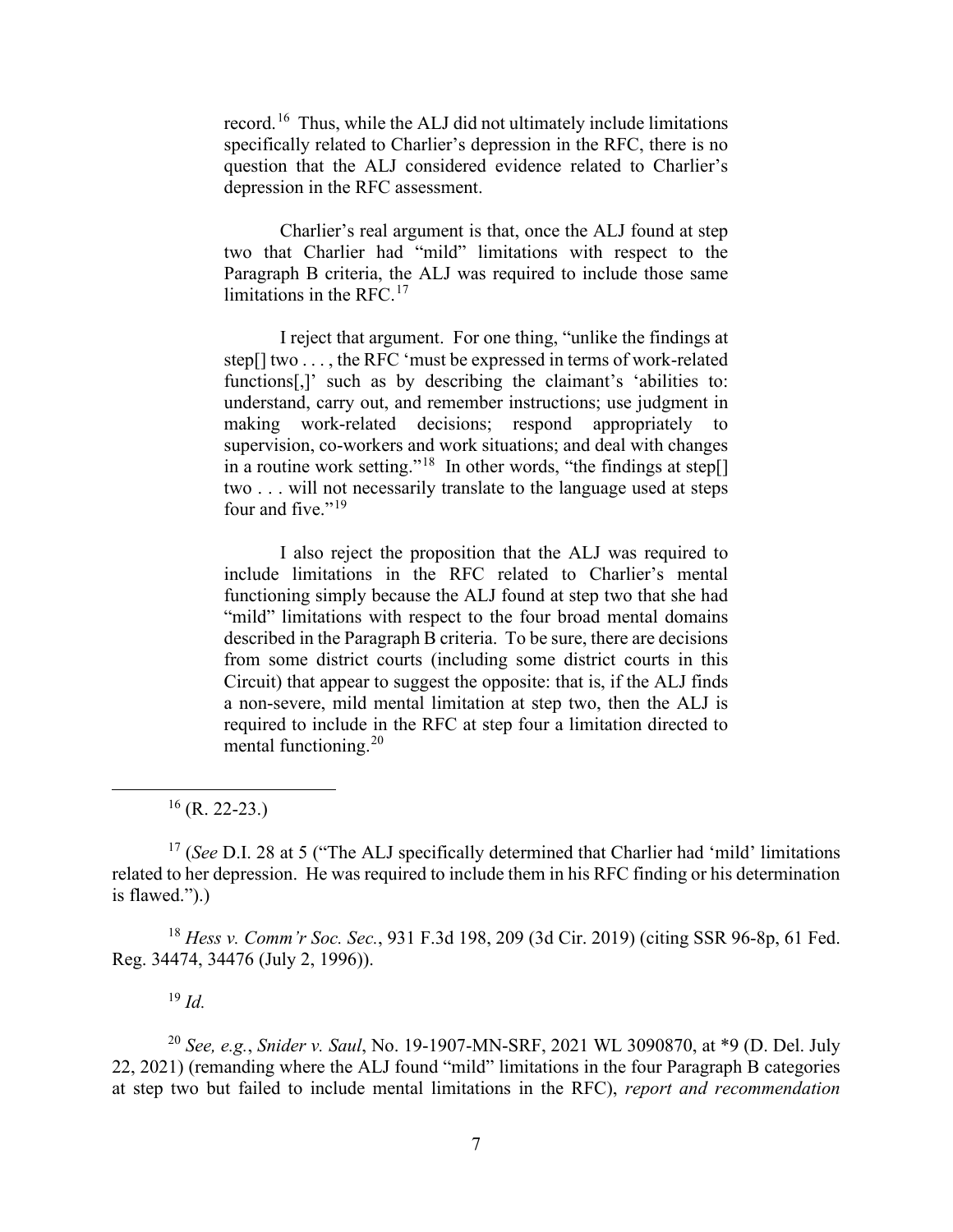record.[16] Thus, while the ALJ did not ultimately include limitations specifically related to Charlier's depression in the RFC, there is no question that the ALJ considered evidence related to Charlier's depression in the RFC assessment.

Charlier's real argument is that, once the ALJ found at step two that Charlier had "mild" limitations with respect to the Paragraph B criteria, the ALJ was required to include those same limitations in the RFC.[17]

I reject that argument. For one thing, "unlike the findings at step[] two . . . , the RFC 'must be expressed in terms of work-related functions[,]' such as by describing the claimant's 'abilities to: understand, carry out, and remember instructions; use judgment in making work-related decisions; respond appropriately to supervision, co-workers and work situations; and deal with changes in a routine work setting."[18] In other words, "the findings at step[] two . . . will not necessarily translate to the language used at steps four and five."[19]

I also reject the proposition that the ALJ was required to include limitations in the RFC related to Charlier's mental functioning simply because the ALJ found at step two that she had "mild" limitations with respect to the four broad mental domains described in the Paragraph B criteria. To be sure, there are decisions from some district courts (including some district courts in this Circuit) that appear to suggest the opposite: that is, if the ALJ finds a non-severe, mild mental limitation at step two, then the ALJ is required to include in the RFC at step four a limitation directed to mental functioning.[20]

---

[16] (R. 22-23.)

[17] (*See* D.I. 28 at 5 ("The ALJ specifically determined that Charlier had 'mild' limitations related to her depression. He was required to include them in his RFC finding or his determination is flawed.").)

[18] *Hess v. Comm'r Soc. Sec.*, 931 F.3d 198, 209 (3d Cir. 2019) (citing SSR 96-8p, 61 Fed. Reg. 34474, 34476 (July 2, 1996)).

[19] *Id.*

[20] *See, e.g.*, *Snider v. Saul*, No. 19-1907-MN-SRF, 2021 WL 3090870, at *9 (D. Del. July 22, 2021) (remanding where the ALJ found "mild" limitations in the four Paragraph B categories at step two but failed to include mental limitations in the RFC), *report and recommendation*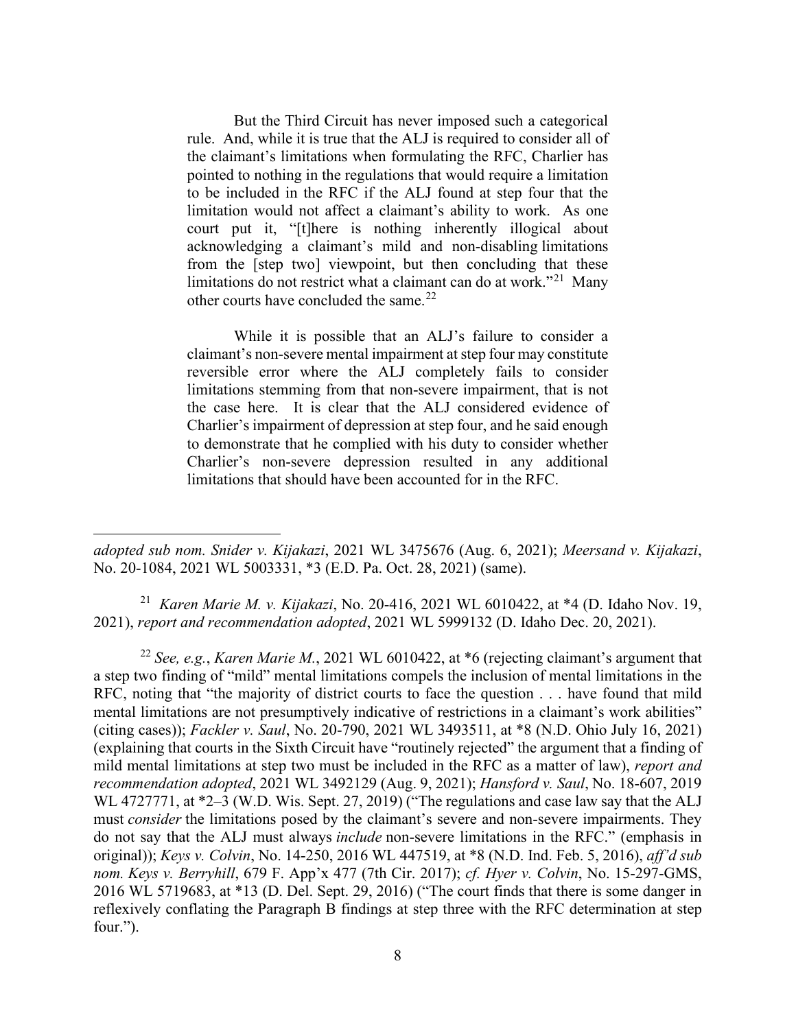But the Third Circuit has never imposed such a categorical rule. And, while it is true that the ALJ is required to consider all of the claimant's limitations when formulating the RFC, Charlier has pointed to nothing in the regulations that would require a limitation to be included in the RFC if the ALJ found at step four that the limitation would not affect a claimant's ability to work. As one court put it, "[t]here is nothing inherently illogical about acknowledging a claimant's mild and non-disabling limitations from the [step two] viewpoint, but then concluding that these limitations do not restrict what a claimant can do at work."[21] Many other courts have concluded the same.[22]

While it is possible that an ALJ's failure to consider a claimant's non-severe mental impairment at step four may constitute reversible error where the ALJ completely fails to consider limitations stemming from that non-severe impairment, that is not the case here. It is clear that the ALJ considered evidence of Charlier's impairment of depression at step four, and he said enough to demonstrate that he complied with his duty to consider whether Charlier's non-severe depression resulted in any additional limitations that should have been accounted for in the RFC.

---

*adopted sub nom. Snider v. Kijakazi*, 2021 WL 3475676 (Aug. 6, 2021); *Meersand v. Kijakazi*, No. 20-1084, 2021 WL 5003331, *3 (E.D. Pa. Oct. 28, 2021) (same).

[21] *Karen Marie M. v. Kijakazi*, No. 20-416, 2021 WL 6010422, at *4 (D. Idaho Nov. 19, 2021), *report and recommendation adopted*, 2021 WL 5999132 (D. Idaho Dec. 20, 2021).

[22] *See, e.g.*, *Karen Marie M.*, 2021 WL 6010422, at *6 (rejecting claimant's argument that a step two finding of "mild" mental limitations compels the inclusion of mental limitations in the RFC, noting that "the majority of district courts to face the question . . . have found that mild mental limitations are not presumptively indicative of restrictions in a claimant's work abilities" (citing cases)); *Fackler v. Saul*, No. 20-790, 2021 WL 3493511, at *8 (N.D. Ohio July 16, 2021) (explaining that courts in the Sixth Circuit have "routinely rejected" the argument that a finding of mild mental limitations at step two must be included in the RFC as a matter of law), *report and recommendation adopted*, 2021 WL 3492129 (Aug. 9, 2021); *Hansford v. Saul*, No. 18-607, 2019 WL 4727771, at *2–3 (W.D. Wis. Sept. 27, 2019) ("The regulations and case law say that the ALJ must *consider* the limitations posed by the claimant's severe and non-severe impairments. They do not say that the ALJ must always *include* non-severe limitations in the RFC." (emphasis in original)); *Keys v. Colvin*, No. 14-250, 2016 WL 447519, at *8 (N.D. Ind. Feb. 5, 2016), *aff'd sub nom. Keys v. Berryhill*, 679 F. App'x 477 (7th Cir. 2017); *cf. Hyer v. Colvin*, No. 15-297-GMS, 2016 WL 5719683, at *13 (D. Del. Sept. 29, 2016) ("The court finds that there is some danger in reflexively conflating the Paragraph B findings at step three with the RFC determination at step four.").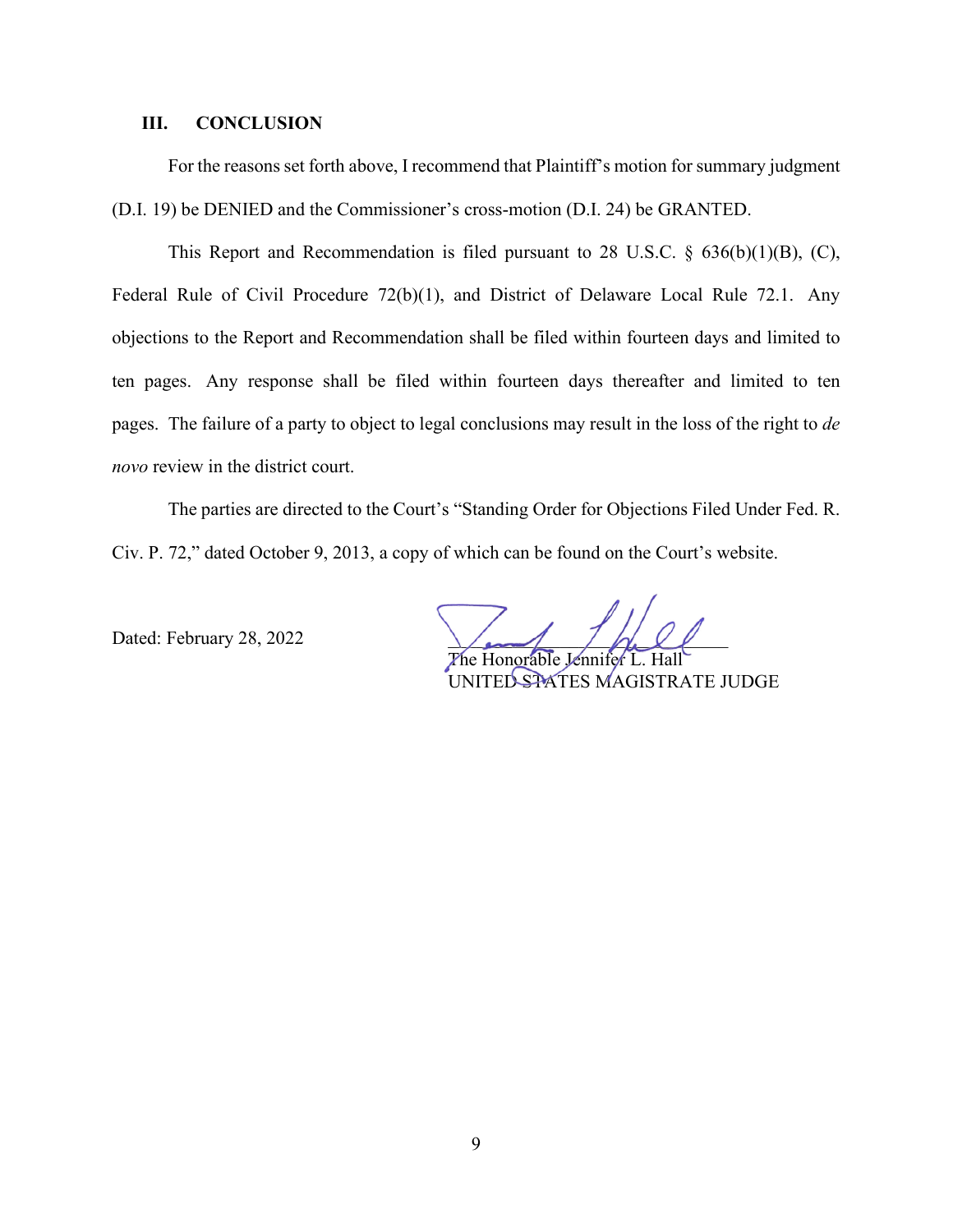## III. CONCLUSION

For the reasons set forth above, I recommend that Plaintiff's motion for summary judgment (D.I. 19) be DENIED and the Commissioner's cross-motion (D.I. 24) be GRANTED.

This Report and Recommendation is filed pursuant to 28 U.S.C. § 636(b)(1)(B), (C), Federal Rule of Civil Procedure 72(b)(1), and District of Delaware Local Rule 72.1. Any objections to the Report and Recommendation shall be filed within fourteen days and limited to ten pages. Any response shall be filed within fourteen days thereafter and limited to ten pages. The failure of a party to object to legal conclusions may result in the loss of the right to *de novo* review in the district court.

The parties are directed to the Court's "Standing Order for Objections Filed Under Fed. R. Civ. P. 72," dated October 9, 2013, a copy of which can be found on the Court's website.

Dated: February 28, 2022

The Honorable Jennifer L. Hall
UNITED STATES MAGISTRATE JUDGE